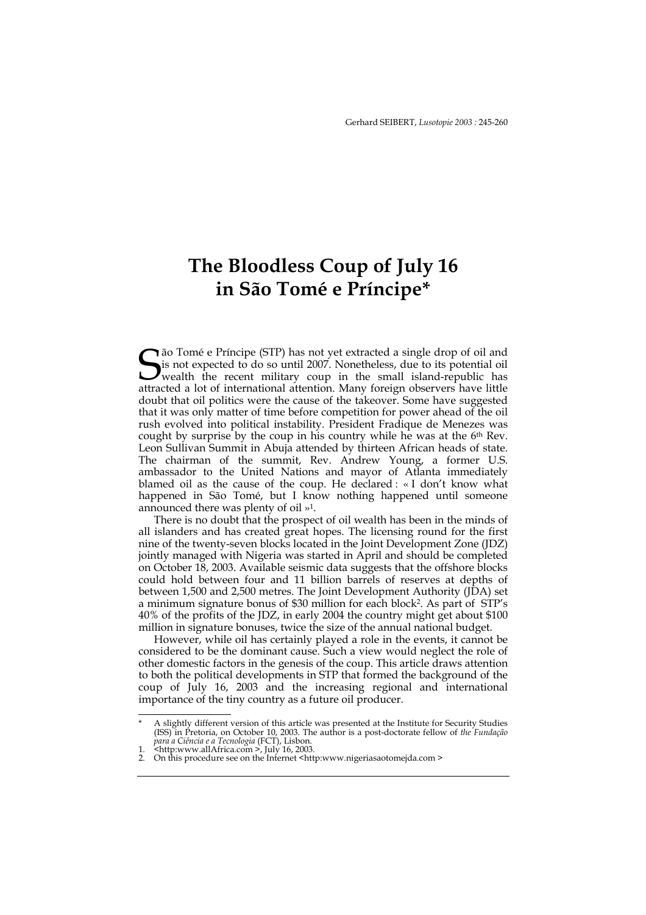# The Bloodless Coup of July 16 in São Tomé e Príncipe*

São Tomé e Príncipe (STP) has not yet extracted a single drop of oil and is not expected to do so until 2007. Nonetheless, due to its potential oil wealth the recent military coup in the small island-republic has attracted a lot of international attention. Many foreign observers have little doubt that oil politics were the cause of the takeover. Some have suggested that it was only matter of time before competition for power ahead of the oil rush evolved into political instability. President Fradique de Menezes was cought by surprise by the coup in his country while he was at the 6th Rev. Leon Sullivan Summit in Abuja attended by thirteen African heads of state. The chairman of the summit, Rev. Andrew Young, a former U.S. ambassador to the United Nations and mayor of Atlanta immediately blamed oil as the cause of the coup. He declared : « I don't know what happened in São Tomé, but I know nothing happened until someone announced there was plenty of oil »[1].

There is no doubt that the prospect of oil wealth has been in the minds of all islanders and has created great hopes. The licensing round for the first nine of the twenty-seven blocks located in the Joint Development Zone (JDZ) jointly managed with Nigeria was started in April and should be completed on October 18, 2003. Available seismic data suggests that the offshore blocks could hold between four and 11 billion barrels of reserves at depths of between 1,500 and 2,500 metres. The Joint Development Authority (JDA) set a minimum signature bonus of $30 million for each block[2]. As part of STP's 40% of the profits of the JDZ, in early 2004 the country might get about $100 million in signature bonuses, twice the size of the annual national budget.

However, while oil has certainly played a role in the events, it cannot be considered to be the dominant cause. Such a view would neglect the role of other domestic factors in the genesis of the coup. This article draws attention to both the political developments in STP that formed the background of the coup of July 16, 2003 and the increasing regional and international importance of the tiny country as a future oil producer.

---

\* A slightly different version of this article was presented at the Institute for Security Studies (ISS) in Pretoria, on October 10, 2003. The author is a post-doctorate fellow of *the Fundação para a Ciência e a Tecnologia* (FCT), Lisbon.

1. <http:www.allAfrica.com >, July 16, 2003.
2. On this procedure see on the Internet <http:www.nigeriasaotomejda.com >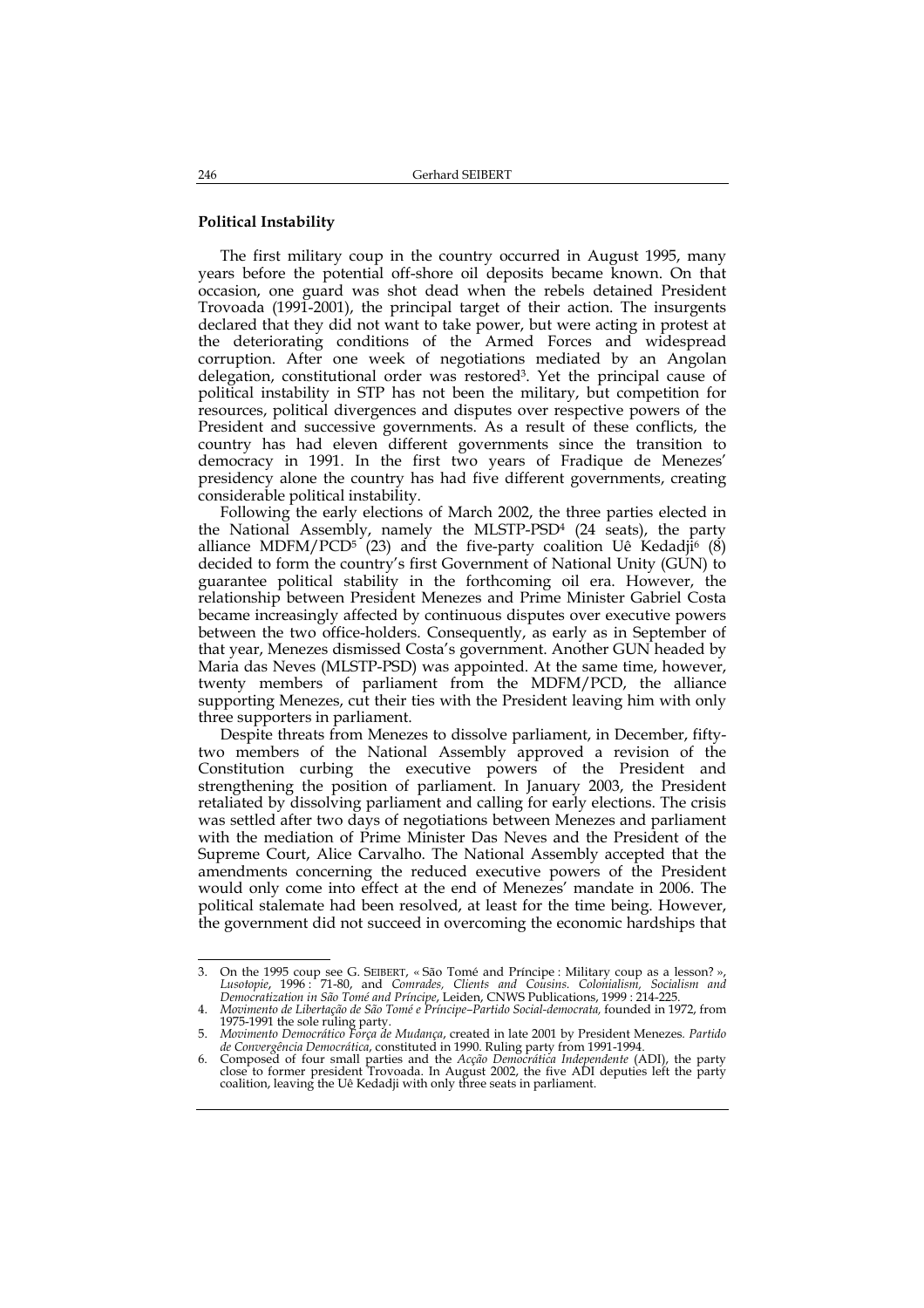**Political Instability**

The first military coup in the country occurred in August 1995, many years before the potential off-shore oil deposits became known. On that occasion, one guard was shot dead when the rebels detained President Trovoada (1991-2001), the principal target of their action. The insurgents declared that they did not want to take power, but were acting in protest at the deteriorating conditions of the Armed Forces and widespread corruption. After one week of negotiations mediated by an Angolan delegation, constitutional order was restored[3]. Yet the principal cause of political instability in STP has not been the military, but competition for resources, political divergences and disputes over respective powers of the President and successive governments. As a result of these conflicts, the country has had eleven different governments since the transition to democracy in 1991. In the first two years of Fradique de Menezes' presidency alone the country has had five different governments, creating considerable political instability.

Following the early elections of March 2002, the three parties elected in the National Assembly, namely the MLSTP-PSD[4] (24 seats), the party alliance MDFM/PCD[5] (23) and the five-party coalition Uê Kedadji[6] (8) decided to form the country's first Government of National Unity (GUN) to guarantee political stability in the forthcoming oil era. However, the relationship between President Menezes and Prime Minister Gabriel Costa became increasingly affected by continuous disputes over executive powers between the two office-holders. Consequently, as early as in September of that year, Menezes dismissed Costa's government. Another GUN headed by Maria das Neves (MLSTP-PSD) was appointed. At the same time, however, twenty members of parliament from the MDFM/PCD, the alliance supporting Menezes, cut their ties with the President leaving him with only three supporters in parliament.

Despite threats from Menezes to dissolve parliament, in December, fifty-two members of the National Assembly approved a revision of the Constitution curbing the executive powers of the President and strengthening the position of parliament. In January 2003, the President retaliated by dissolving parliament and calling for early elections. The crisis was settled after two days of negotiations between Menezes and parliament with the mediation of Prime Minister Das Neves and the President of the Supreme Court, Alice Carvalho. The National Assembly accepted that the amendments concerning the reduced executive powers of the President would only come into effect at the end of Menezes' mandate in 2006. The political stalemate had been resolved, at least for the time being. However, the government did not succeed in overcoming the economic hardships that

---

3. On the 1995 coup see G. SEIBERT, « São Tomé and Príncipe : Military coup as a lesson? », *Lusotopie*, 1996 : 71-80, and *Comrades, Clients and Cousins. Colonialism, Socialism and Democratization in São Tomé and Príncipe*, Leiden, CNWS Publications, 1999 : 214-225.
4. *Movimento de Libertação de São Tomé e Príncipe–Partido Social-democrata,* founded in 1972, from 1975-1991 the sole ruling party.
5. *Movimento Democrático Força de Mudança*, created in late 2001 by President Menezes. *Partido de Convergência Democrática*, constituted in 1990. Ruling party from 1991-1994.
6. Composed of four small parties and the *Acção Democrática Independente* (ADI), the party close to former president Trovoada. In August 2002, the five ADI deputies left the party coalition, leaving the Uê Kedadji with only three seats in parliament.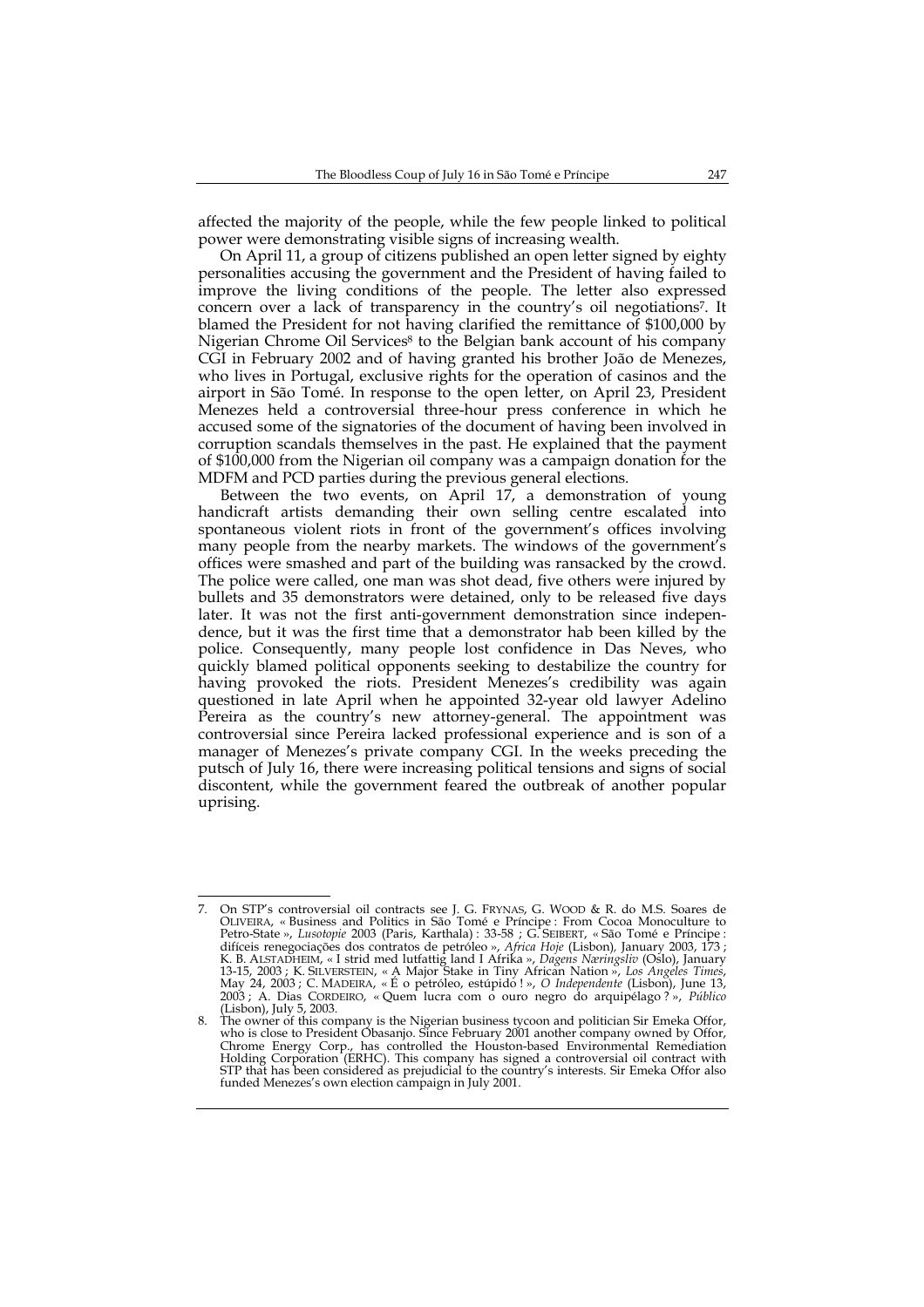affected the majority of the people, while the few people linked to political power were demonstrating visible signs of increasing wealth.

On April 11, a group of citizens published an open letter signed by eighty personalities accusing the government and the President of having failed to improve the living conditions of the people. The letter also expressed concern over a lack of transparency in the country's oil negotiations[7]. It blamed the President for not having clarified the remittance of $100,000 by Nigerian Chrome Oil Services[8] to the Belgian bank account of his company CGI in February 2002 and of having granted his brother João de Menezes, who lives in Portugal, exclusive rights for the operation of casinos and the airport in São Tomé. In response to the open letter, on April 23, President Menezes held a controversial three-hour press conference in which he accused some of the signatories of the document of having been involved in corruption scandals themselves in the past. He explained that the payment of $100,000 from the Nigerian oil company was a campaign donation for the MDFM and PCD parties during the previous general elections.

Between the two events, on April 17, a demonstration of young handicraft artists demanding their own selling centre escalated into spontaneous violent riots in front of the government's offices involving many people from the nearby markets. The windows of the government's offices were smashed and part of the building was ransacked by the crowd. The police were called, one man was shot dead, five others were injured by bullets and 35 demonstrators were detained, only to be released five days later. It was not the first anti-government demonstration since independence, but it was the first time that a demonstrator hab been killed by the police. Consequently, many people lost confidence in Das Neves, who quickly blamed political opponents seeking to destabilize the country for having provoked the riots. President Menezes's credibility was again questioned in late April when he appointed 32-year old lawyer Adelino Pereira as the country's new attorney-general. The appointment was controversial since Pereira lacked professional experience and is son of a manager of Menezes's private company CGI. In the weeks preceding the putsch of July 16, there were increasing political tensions and signs of social discontent, while the government feared the outbreak of another popular uprising.

---

7. On STP's controversial oil contracts see J. G. FRYNAS, G. WOOD & R. do M.S. Soares de OLIVEIRA, « Business and Politics in São Tomé e Príncipe : From Cocoa Monoculture to Petro-State », *Lusotopie* 2003 (Paris, Karthala) : 33-58 ; G. SEIBERT, « São Tomé e Príncipe : difíceis renegociações dos contratos de petróleo », *Africa Hoje* (Lisbon), January 2003, 173 ; K. B. ALSTADHEIM, « I strid med lutfattig land I Afrika », *Dagens Næringsliv* (Oslo), January 13-15, 2003 ; K. SILVERSTEIN, « A Major Stake in Tiny African Nation », *Los Angeles Times*, May 24, 2003 ; C. MADEIRA, « É o petróleo, estúpido ! », *O Independente* (Lisbon), June 13, 2003 ; A. Dias CORDEIRO, « Quem lucra com o ouro negro do arquipélago ? », *Público* (Lisbon), July 5, 2003.

8. The owner of this company is the Nigerian business tycoon and politician Sir Emeka Offor, who is close to President Obasanjo. Since February 2001 another company owned by Offor, Chrome Energy Corp., has controlled the Houston-based Environmental Remediation Holding Corporation (ERHC). This company has signed a controversial oil contract with STP that has been considered as prejudicial to the country's interests. Sir Emeka Offor also funded Menezes's own election campaign in July 2001.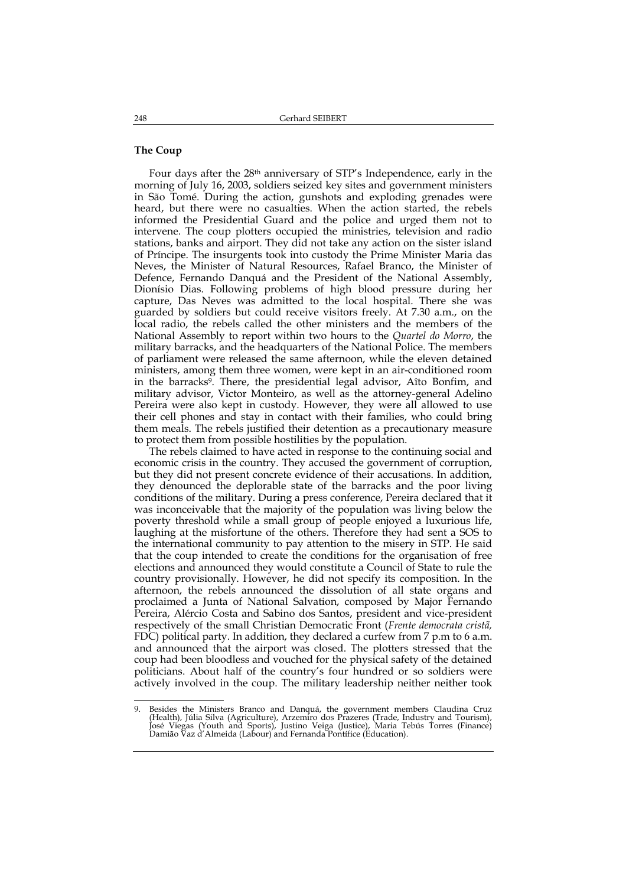### The Coup

Four days after the 28th anniversary of STP's Independence, early in the morning of July 16, 2003, soldiers seized key sites and government ministers in São Tomé. During the action, gunshots and exploding grenades were heard, but there were no casualties. When the action started, the rebels informed the Presidential Guard and the police and urged them not to intervene. The coup plotters occupied the ministries, television and radio stations, banks and airport. They did not take any action on the sister island of Príncipe. The insurgents took into custody the Prime Minister Maria das Neves, the Minister of Natural Resources, Rafael Branco, the Minister of Defence, Fernando Danquá and the President of the National Assembly, Dionísio Dias. Following problems of high blood pressure during her capture, Das Neves was admitted to the local hospital. There she was guarded by soldiers but could receive visitors freely. At 7.30 a.m., on the local radio, the rebels called the other ministers and the members of the National Assembly to report within two hours to the *Quartel do Morro*, the military barracks, and the headquarters of the National Police. The members of parliament were released the same afternoon, while the eleven detained ministers, among them three women, were kept in an air-conditioned room in the barracks[9]. There, the presidential legal advisor, Aîto Bonfim, and military advisor, Victor Monteiro, as well as the attorney-general Adelino Pereira were also kept in custody. However, they were all allowed to use their cell phones and stay in contact with their families, who could bring them meals. The rebels justified their detention as a precautionary measure to protect them from possible hostilities by the population.

The rebels claimed to have acted in response to the continuing social and economic crisis in the country. They accused the government of corruption, but they did not present concrete evidence of their accusations. In addition, they denounced the deplorable state of the barracks and the poor living conditions of the military. During a press conference, Pereira declared that it was inconceivable that the majority of the population was living below the poverty threshold while a small group of people enjoyed a luxurious life, laughing at the misfortune of the others. Therefore they had sent a SOS to the international community to pay attention to the misery in STP. He said that the coup intended to create the conditions for the organisation of free elections and announced they would constitute a Council of State to rule the country provisionally. However, he did not specify its composition. In the afternoon, the rebels announced the dissolution of all state organs and proclaimed a Junta of National Salvation, composed by Major Fernando Pereira, Alércio Costa and Sabino dos Santos, president and vice-president respectively of the small Christian Democratic Front (*Frente democrata cristã*, FDC) political party. In addition, they declared a curfew from 7 p.m to 6 a.m. and announced that the airport was closed. The plotters stressed that the coup had been bloodless and vouched for the physical safety of the detained politicians. About half of the country's four hundred or so soldiers were actively involved in the coup. The military leadership neither neither took

---

9. Besides the Ministers Branco and Danquá, the government members Claudina Cruz (Health), Júlia Silva (Agriculture), Arzemiro dos Prazeres (Trade, Industry and Tourism), José Viegas (Youth and Sports), Justino Veiga (Justice), Maria Tebús Torres (Finance) Damião Vaz d'Almeida (Labour) and Fernanda Pontífice (Education).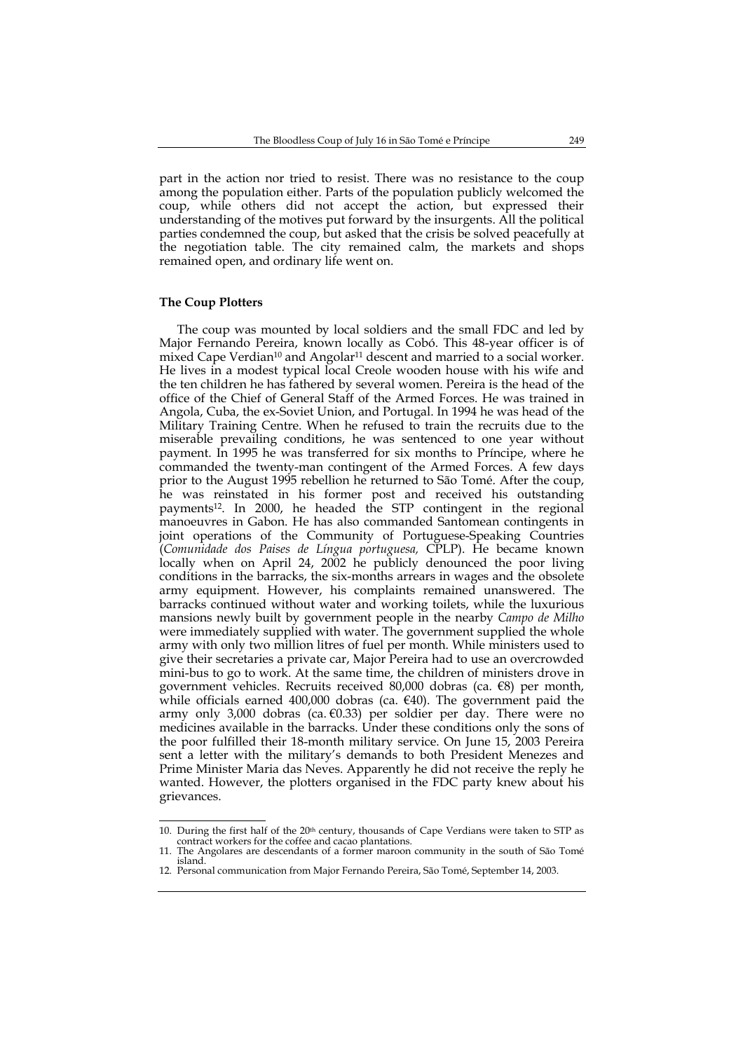part in the action nor tried to resist. There was no resistance to the coup among the population either. Parts of the population publicly welcomed the coup, while others did not accept the action, but expressed their understanding of the motives put forward by the insurgents. All the political parties condemned the coup, but asked that the crisis be solved peacefully at the negotiation table. The city remained calm, the markets and shops remained open, and ordinary life went on.

### The Coup Plotters

The coup was mounted by local soldiers and the small FDC and led by Major Fernando Pereira, known locally as Cobó. This 48-year officer is of mixed Cape Verdian[10] and Angolar[11] descent and married to a social worker. He lives in a modest typical local Creole wooden house with his wife and the ten children he has fathered by several women. Pereira is the head of the office of the Chief of General Staff of the Armed Forces. He was trained in Angola, Cuba, the ex-Soviet Union, and Portugal. In 1994 he was head of the Military Training Centre. When he refused to train the recruits due to the miserable prevailing conditions, he was sentenced to one year without payment. In 1995 he was transferred for six months to Príncipe, where he commanded the twenty-man contingent of the Armed Forces. A few days prior to the August 1995 rebellion he returned to São Tomé. After the coup, he was reinstated in his former post and received his outstanding payments[12]. In 2000, he headed the STP contingent in the regional manoeuvres in Gabon. He has also commanded Santomean contingents in joint operations of the Community of Portuguese-Speaking Countries (*Comunidade dos Paises de Língua portuguesa,* CPLP). He became known locally when on April 24, 2002 he publicly denounced the poor living conditions in the barracks, the six-months arrears in wages and the obsolete army equipment. However, his complaints remained unanswered. The barracks continued without water and working toilets, while the luxurious mansions newly built by government people in the nearby *Campo de Milho* were immediately supplied with water. The government supplied the whole army with only two million litres of fuel per month. While ministers used to give their secretaries a private car, Major Pereira had to use an overcrowded mini-bus to go to work. At the same time, the children of ministers drove in government vehicles. Recruits received 80,000 dobras (ca. €8) per month, while officials earned 400,000 dobras (ca. €40). The government paid the army only 3,000 dobras (ca. €0.33) per soldier per day. There were no medicines available in the barracks. Under these conditions only the sons of the poor fulfilled their 18-month military service. On June 15, 2003 Pereira sent a letter with the military's demands to both President Menezes and Prime Minister Maria das Neves. Apparently he did not receive the reply he wanted. However, the plotters organised in the FDC party knew about his grievances.

---

10. During the first half of the 20th century, thousands of Cape Verdians were taken to STP as contract workers for the coffee and cacao plantations.
11. The Angolares are descendants of a former maroon community in the south of São Tomé island.
12. Personal communication from Major Fernando Pereira, São Tomé, September 14, 2003.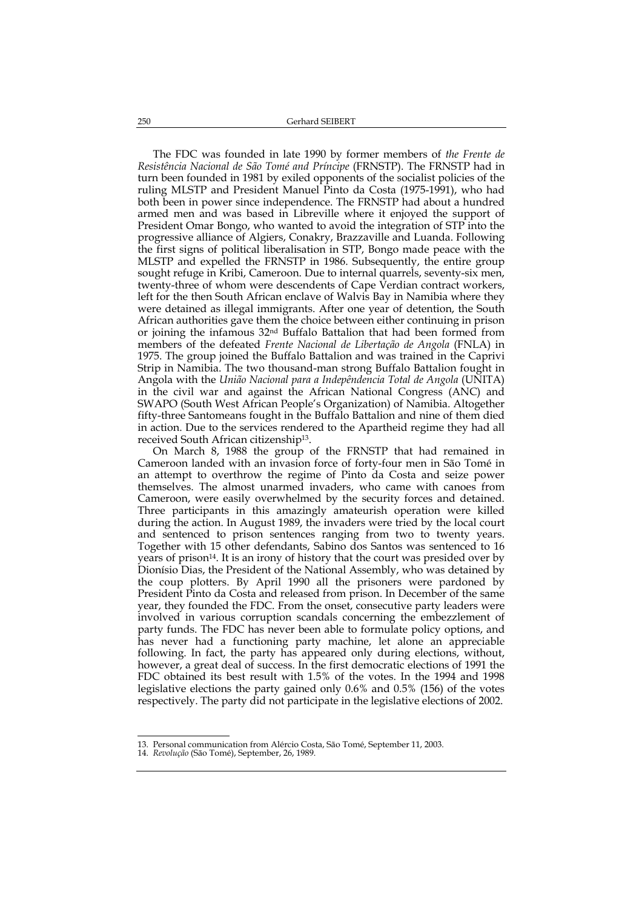The FDC was founded in late 1990 by former members of *the Frente de Resistência Nacional de São Tomé and Príncipe* (FRNSTP). The FRNSTP had in turn been founded in 1981 by exiled opponents of the socialist policies of the ruling MLSTP and President Manuel Pinto da Costa (1975-1991), who had both been in power since independence. The FRNSTP had about a hundred armed men and was based in Libreville where it enjoyed the support of President Omar Bongo, who wanted to avoid the integration of STP into the progressive alliance of Algiers, Conakry, Brazzaville and Luanda. Following the first signs of political liberalisation in STP, Bongo made peace with the MLSTP and expelled the FRNSTP in 1986. Subsequently, the entire group sought refuge in Kribi, Cameroon. Due to internal quarrels, seventy-six men, twenty-three of whom were descendents of Cape Verdian contract workers, left for the then South African enclave of Walvis Bay in Namibia where they were detained as illegal immigrants. After one year of detention, the South African authorities gave them the choice between either continuing in prison or joining the infamous 32nd Buffalo Battalion that had been formed from members of the defeated *Frente Nacional de Libertação de Angola* (FNLA) in 1975. The group joined the Buffalo Battalion and was trained in the Caprivi Strip in Namibia. The two thousand-man strong Buffalo Battalion fought in Angola with the *União Nacional para a Indepêndencia Total de Angola* (UNITA) in the civil war and against the African National Congress (ANC) and SWAPO (South West African People's Organization) of Namibia. Altogether fifty-three Santomeans fought in the Buffalo Battalion and nine of them died in action. Due to the services rendered to the Apartheid regime they had all received South African citizenship[13].

On March 8, 1988 the group of the FRNSTP that had remained in Cameroon landed with an invasion force of forty-four men in São Tomé in an attempt to overthrow the regime of Pinto da Costa and seize power themselves. The almost unarmed invaders, who came with canoes from Cameroon, were easily overwhelmed by the security forces and detained. Three participants in this amazingly amateurish operation were killed during the action. In August 1989, the invaders were tried by the local court and sentenced to prison sentences ranging from two to twenty years. Together with 15 other defendants, Sabino dos Santos was sentenced to 16 years of prison[14]. It is an irony of history that the court was presided over by Dionísio Dias, the President of the National Assembly, who was detained by the coup plotters. By April 1990 all the prisoners were pardoned by President Pinto da Costa and released from prison. In December of the same year, they founded the FDC. From the onset, consecutive party leaders were involved in various corruption scandals concerning the embezzlement of party funds. The FDC has never been able to formulate policy options, and has never had a functioning party machine, let alone an appreciable following. In fact, the party has appeared only during elections, without, however, a great deal of success. In the first democratic elections of 1991 the FDC obtained its best result with 1.5% of the votes. In the 1994 and 1998 legislative elections the party gained only 0.6% and 0.5% (156) of the votes respectively. The party did not participate in the legislative elections of 2002.

---

13. Personal communication from Alércio Costa, São Tomé, September 11, 2003.
14. *Revolução* (São Tomé), September, 26, 1989.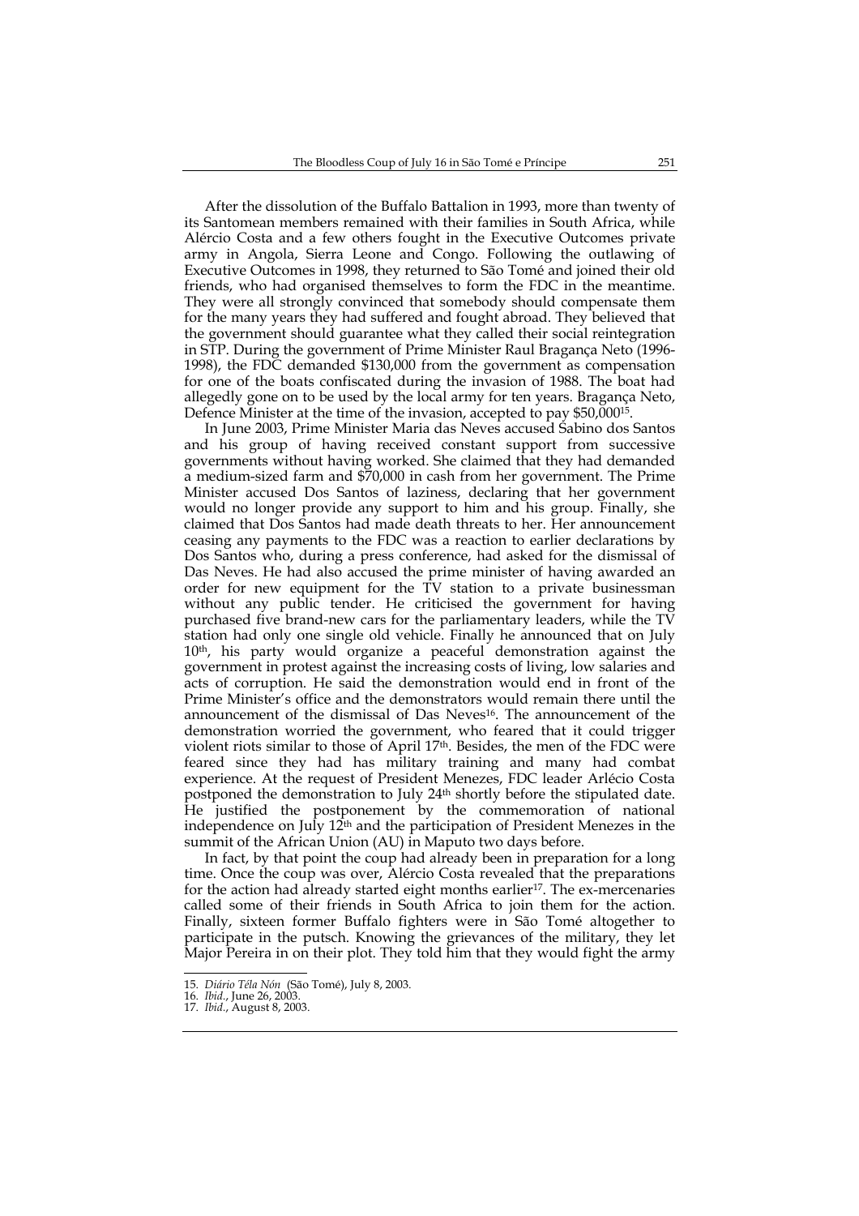After the dissolution of the Buffalo Battalion in 1993, more than twenty of its Santomean members remained with their families in South Africa, while Alércio Costa and a few others fought in the Executive Outcomes private army in Angola, Sierra Leone and Congo. Following the outlawing of Executive Outcomes in 1998, they returned to São Tomé and joined their old friends, who had organised themselves to form the FDC in the meantime. They were all strongly convinced that somebody should compensate them for the many years they had suffered and fought abroad. They believed that the government should guarantee what they called their social reintegration in STP. During the government of Prime Minister Raul Bragança Neto (1996-1998), the FDC demanded \$130,000 from the government as compensation for one of the boats confiscated during the invasion of 1988. The boat had allegedly gone on to be used by the local army for ten years. Bragança Neto, Defence Minister at the time of the invasion, accepted to pay \$50,000[15].

In June 2003, Prime Minister Maria das Neves accused Sabino dos Santos and his group of having received constant support from successive governments without having worked. She claimed that they had demanded a medium-sized farm and \$70,000 in cash from her government. The Prime Minister accused Dos Santos of laziness, declaring that her government would no longer provide any support to him and his group. Finally, she claimed that Dos Santos had made death threats to her. Her announcement ceasing any payments to the FDC was a reaction to earlier declarations by Dos Santos who, during a press conference, had asked for the dismissal of Das Neves. He had also accused the prime minister of having awarded an order for new equipment for the TV station to a private businessman without any public tender. He criticised the government for having purchased five brand-new cars for the parliamentary leaders, while the TV station had only one single old vehicle. Finally he announced that on July 10th, his party would organize a peaceful demonstration against the government in protest against the increasing costs of living, low salaries and acts of corruption. He said the demonstration would end in front of the Prime Minister's office and the demonstrators would remain there until the announcement of the dismissal of Das Neves[16]. The announcement of the demonstration worried the government, who feared that it could trigger violent riots similar to those of April 17th. Besides, the men of the FDC were feared since they had has military training and many had combat experience. At the request of President Menezes, FDC leader Arlécio Costa postponed the demonstration to July 24th shortly before the stipulated date. He justified the postponement by the commemoration of national independence on July 12th and the participation of President Menezes in the summit of the African Union (AU) in Maputo two days before.

In fact, by that point the coup had already been in preparation for a long time. Once the coup was over, Alércio Costa revealed that the preparations for the action had already started eight months earlier[17]. The ex-mercenaries called some of their friends in South Africa to join them for the action. Finally, sixteen former Buffalo fighters were in São Tomé altogether to participate in the putsch. Knowing the grievances of the military, they let Major Pereira in on their plot. They told him that they would fight the army

15. *Diário Téla Nón* (São Tomé), July 8, 2003.
16. *Ibid.*, June 26, 2003.
17. *Ibid.*, August 8, 2003.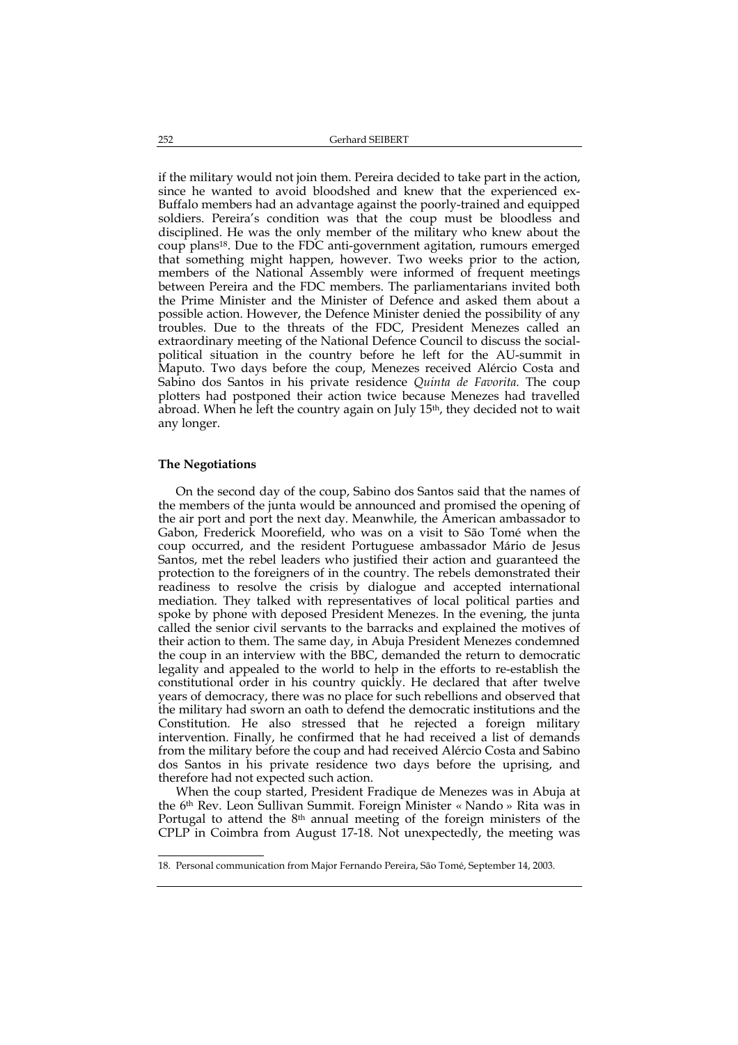if the military would not join them. Pereira decided to take part in the action, since he wanted to avoid bloodshed and knew that the experienced ex-Buffalo members had an advantage against the poorly-trained and equipped soldiers. Pereira's condition was that the coup must be bloodless and disciplined. He was the only member of the military who knew about the coup plans[18]. Due to the FDC anti-government agitation, rumours emerged that something might happen, however. Two weeks prior to the action, members of the National Assembly were informed of frequent meetings between Pereira and the FDC members. The parliamentarians invited both the Prime Minister and the Minister of Defence and asked them about a possible action. However, the Defence Minister denied the possibility of any troubles. Due to the threats of the FDC, President Menezes called an extraordinary meeting of the National Defence Council to discuss the social-political situation in the country before he left for the AU-summit in Maputo. Two days before the coup, Menezes received Alércio Costa and Sabino dos Santos in his private residence *Quinta de Favorita*. The coup plotters had postponed their action twice because Menezes had travelled abroad. When he left the country again on July 15th, they decided not to wait any longer.

### The Negotiations

On the second day of the coup, Sabino dos Santos said that the names of the members of the junta would be announced and promised the opening of the air port and port the next day. Meanwhile, the American ambassador to Gabon, Frederick Moorefield, who was on a visit to São Tomé when the coup occurred, and the resident Portuguese ambassador Mário de Jesus Santos, met the rebel leaders who justified their action and guaranteed the protection to the foreigners of in the country. The rebels demonstrated their readiness to resolve the crisis by dialogue and accepted international mediation. They talked with representatives of local political parties and spoke by phone with deposed President Menezes. In the evening, the junta called the senior civil servants to the barracks and explained the motives of their action to them. The same day, in Abuja President Menezes condemned the coup in an interview with the BBC, demanded the return to democratic legality and appealed to the world to help in the efforts to re-establish the constitutional order in his country quickly. He declared that after twelve years of democracy, there was no place for such rebellions and observed that the military had sworn an oath to defend the democratic institutions and the Constitution. He also stressed that he rejected a foreign military intervention. Finally, he confirmed that he had received a list of demands from the military before the coup and had received Alércio Costa and Sabino dos Santos in his private residence two days before the uprising, and therefore had not expected such action.

When the coup started, President Fradique de Menezes was in Abuja at the 6th Rev. Leon Sullivan Summit. Foreign Minister « Nando » Rita was in Portugal to attend the 8th annual meeting of the foreign ministers of the CPLP in Coimbra from August 17-18. Not unexpectedly, the meeting was

18. Personal communication from Major Fernando Pereira, São Tomé, September 14, 2003.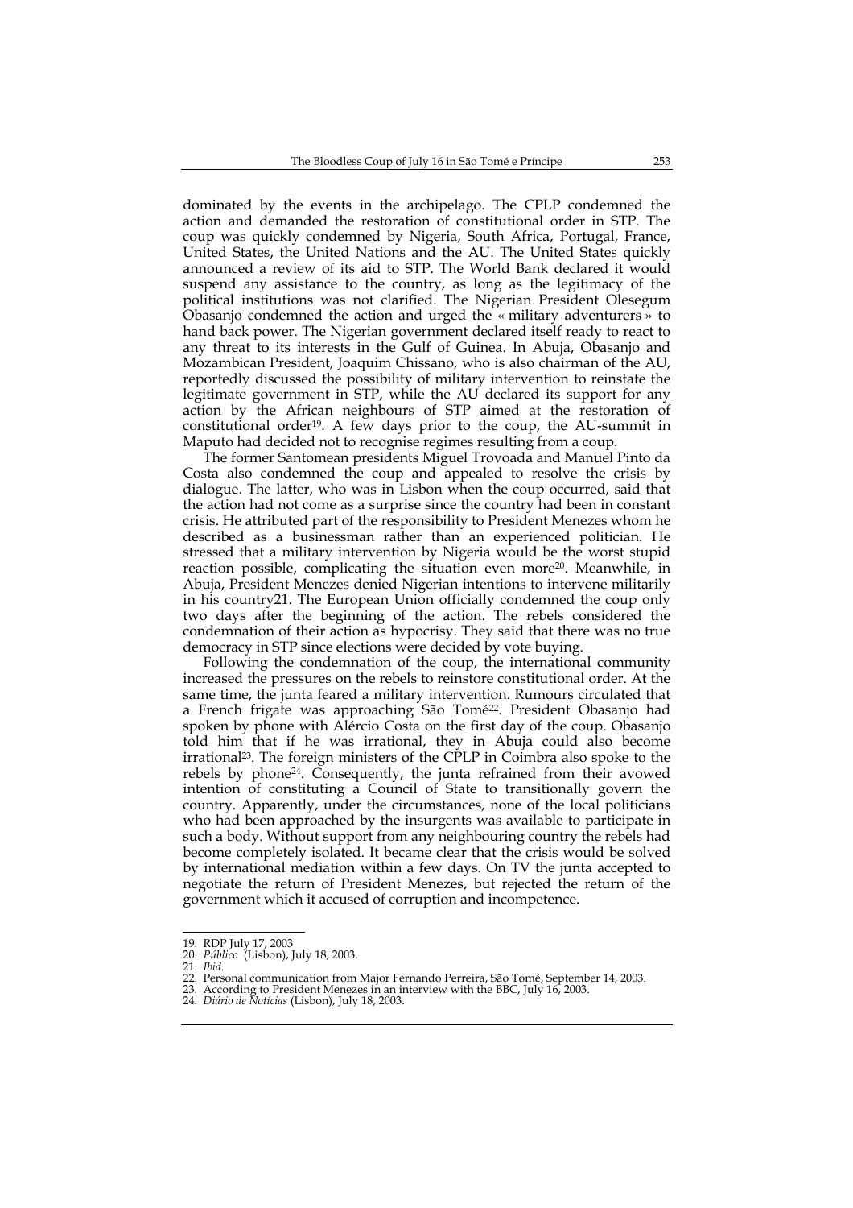dominated by the events in the archipelago. The CPLP condemned the action and demanded the restoration of constitutional order in STP. The coup was quickly condemned by Nigeria, South Africa, Portugal, France, United States, the United Nations and the AU. The United States quickly announced a review of its aid to STP. The World Bank declared it would suspend any assistance to the country, as long as the legitimacy of the political institutions was not clarified. The Nigerian President Olesegum Obasanjo condemned the action and urged the « military adventurers » to hand back power. The Nigerian government declared itself ready to react to any threat to its interests in the Gulf of Guinea. In Abuja, Obasanjo and Mozambican President, Joaquim Chissano, who is also chairman of the AU, reportedly discussed the possibility of military intervention to reinstate the legitimate government in STP, while the AU declared its support for any action by the African neighbours of STP aimed at the restoration of constitutional order[19]. A few days prior to the coup, the AU-summit in Maputo had decided not to recognise regimes resulting from a coup.

The former Santomean presidents Miguel Trovoada and Manuel Pinto da Costa also condemned the coup and appealed to resolve the crisis by dialogue. The latter, who was in Lisbon when the coup occurred, said that the action had not come as a surprise since the country had been in constant crisis. He attributed part of the responsibility to President Menezes whom he described as a businessman rather than an experienced politician. He stressed that a military intervention by Nigeria would be the worst stupid reaction possible, complicating the situation even more[20]. Meanwhile, in Abuja, President Menezes denied Nigerian intentions to intervene militarily in his country21. The European Union officially condemned the coup only two days after the beginning of the action. The rebels considered the condemnation of their action as hypocrisy. They said that there was no true democracy in STP since elections were decided by vote buying.

Following the condemnation of the coup, the international community increased the pressures on the rebels to reinstore constitutional order. At the same time, the junta feared a military intervention. Rumours circulated that a French frigate was approaching São Tomé[22]. President Obasanjo had spoken by phone with Alércio Costa on the first day of the coup. Obasanjo told him that if he was irrational, they in Abuja could also become irrational[23]. The foreign ministers of the CPLP in Coimbra also spoke to the rebels by phone[24]. Consequently, the junta refrained from their avowed intention of constituting a Council of State to transitionally govern the country. Apparently, under the circumstances, none of the local politicians who had been approached by the insurgents was available to participate in such a body. Without support from any neighbouring country the rebels had become completely isolated. It became clear that the crisis would be solved by international mediation within a few days. On TV the junta accepted to negotiate the return of President Menezes, but rejected the return of the government which it accused of corruption and incompetence.

---

19. RDP July 17, 2003
20. *Público* (Lisbon), July 18, 2003.
21. *Ibid*.
22. Personal communication from Major Fernando Perreira, São Tomé, September 14, 2003.
23. According to President Menezes in an interview with the BBC, July 16, 2003.
24. *Diário de Notícias* (Lisbon), July 18, 2003.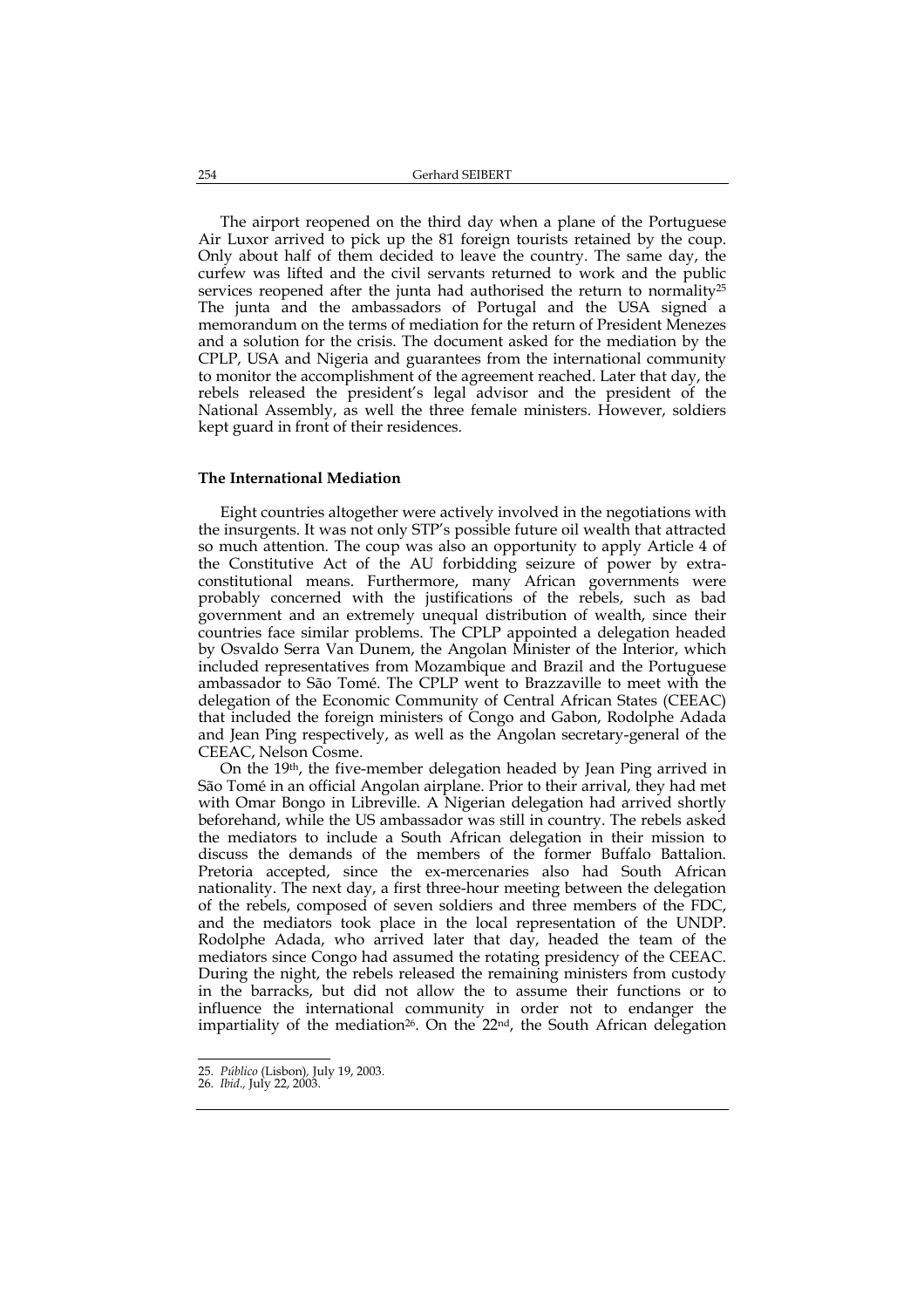The airport reopened on the third day when a plane of the Portuguese Air Luxor arrived to pick up the 81 foreign tourists retained by the coup. Only about half of them decided to leave the country. The same day, the curfew was lifted and the civil servants returned to work and the public services reopened after the junta had authorised the return to normality[25] The junta and the ambassadors of Portugal and the USA signed a memorandum on the terms of mediation for the return of President Menezes and a solution for the crisis. The document asked for the mediation by the CPLP, USA and Nigeria and guarantees from the international community to monitor the accomplishment of the agreement reached. Later that day, the rebels released the president's legal advisor and the president of the National Assembly, as well the three female ministers. However, soldiers kept guard in front of their residences.

**The International Mediation**

Eight countries altogether were actively involved in the negotiations with the insurgents. It was not only STP's possible future oil wealth that attracted so much attention. The coup was also an opportunity to apply Article 4 of the Constitutive Act of the AU forbidding seizure of power by extra-constitutional means. Furthermore, many African governments were probably concerned with the justifications of the rebels, such as bad government and an extremely unequal distribution of wealth, since their countries face similar problems. The CPLP appointed a delegation headed by Osvaldo Serra Van Dunem, the Angolan Minister of the Interior, which included representatives from Mozambique and Brazil and the Portuguese ambassador to São Tomé. The CPLP went to Brazzaville to meet with the delegation of the Economic Community of Central African States (CEEAC) that included the foreign ministers of Congo and Gabon, Rodolphe Adada and Jean Ping respectively, as well as the Angolan secretary-general of the CEEAC, Nelson Cosme.

On the 19th, the five-member delegation headed by Jean Ping arrived in São Tomé in an official Angolan airplane. Prior to their arrival, they had met with Omar Bongo in Libreville. A Nigerian delegation had arrived shortly beforehand, while the US ambassador was still in country. The rebels asked the mediators to include a South African delegation in their mission to discuss the demands of the members of the former Buffalo Battalion. Pretoria accepted, since the ex-mercenaries also had South African nationality. The next day, a first three-hour meeting between the delegation of the rebels, composed of seven soldiers and three members of the FDC, and the mediators took place in the local representation of the UNDP. Rodolphe Adada, who arrived later that day, headed the team of the mediators since Congo had assumed the rotating presidency of the CEEAC. During the night, the rebels released the remaining ministers from custody in the barracks, but did not allow the to assume their functions or to influence the international community in order not to endanger the impartiality of the mediation[26]. On the 22nd, the South African delegation

25. *Público* (Lisbon), July 19, 2003.
26. *Ibid.*, July 22, 2003.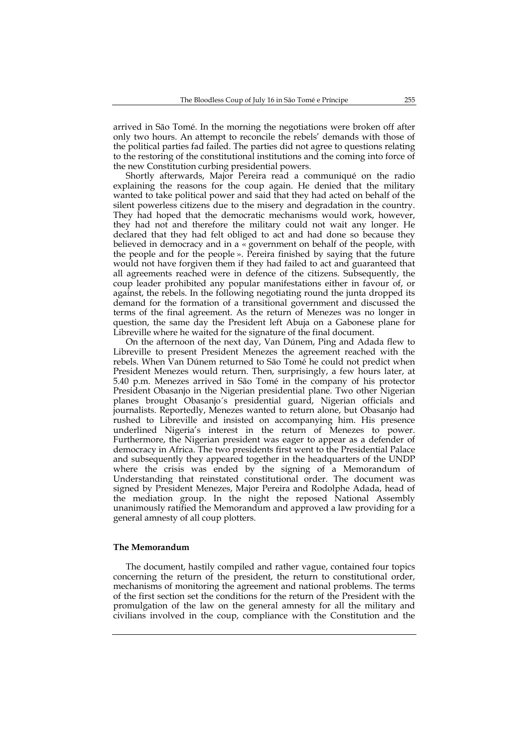arrived in São Tomé. In the morning the negotiations were broken off after only two hours. An attempt to reconcile the rebels' demands with those of the political parties fad failed. The parties did not agree to questions relating to the restoring of the constitutional institutions and the coming into force of the new Constitution curbing presidential powers.

Shortly afterwards, Major Pereira read a communiqué on the radio explaining the reasons for the coup again. He denied that the military wanted to take political power and said that they had acted on behalf of the silent powerless citizens due to the misery and degradation in the country. They had hoped that the democratic mechanisms would work, however, they had not and therefore the military could not wait any longer. He declared that they had felt obliged to act and had done so because they believed in democracy and in a « government on behalf of the people, with the people and for the people ». Pereira finished by saying that the future would not have forgiven them if they had failed to act and guaranteed that all agreements reached were in defence of the citizens. Subsequently, the coup leader prohibited any popular manifestations either in favour of, or against, the rebels. In the following negotiating round the junta dropped its demand for the formation of a transitional government and discussed the terms of the final agreement. As the return of Menezes was no longer in question, the same day the President left Abuja on a Gabonese plane for Libreville where he waited for the signature of the final document.

On the afternoon of the next day, Van Dúnem, Ping and Adada flew to Libreville to present President Menezes the agreement reached with the rebels. When Van Dúnem returned to São Tomé he could not predict when President Menezes would return. Then, surprisingly, a few hours later, at 5.40 p.m. Menezes arrived in São Tomé in the company of his protector President Obasanjo in the Nigerian presidential plane. Two other Nigerian planes brought Obasanjo´s presidential guard, Nigerian officials and journalists. Reportedly, Menezes wanted to return alone, but Obasanjo had rushed to Libreville and insisted on accompanying him. His presence underlined Nigeria's interest in the return of Menezes to power. Furthermore, the Nigerian president was eager to appear as a defender of democracy in Africa. The two presidents first went to the Presidential Palace and subsequently they appeared together in the headquarters of the UNDP where the crisis was ended by the signing of a Memorandum of Understanding that reinstated constitutional order. The document was signed by President Menezes, Major Pereira and Rodolphe Adada, head of the mediation group. In the night the reposed National Assembly unanimously ratified the Memorandum and approved a law providing for a general amnesty of all coup plotters.

## The Memorandum

The document, hastily compiled and rather vague, contained four topics concerning the return of the president, the return to constitutional order, mechanisms of monitoring the agreement and national problems. The terms of the first section set the conditions for the return of the President with the promulgation of the law on the general amnesty for all the military and civilians involved in the coup, compliance with the Constitution and the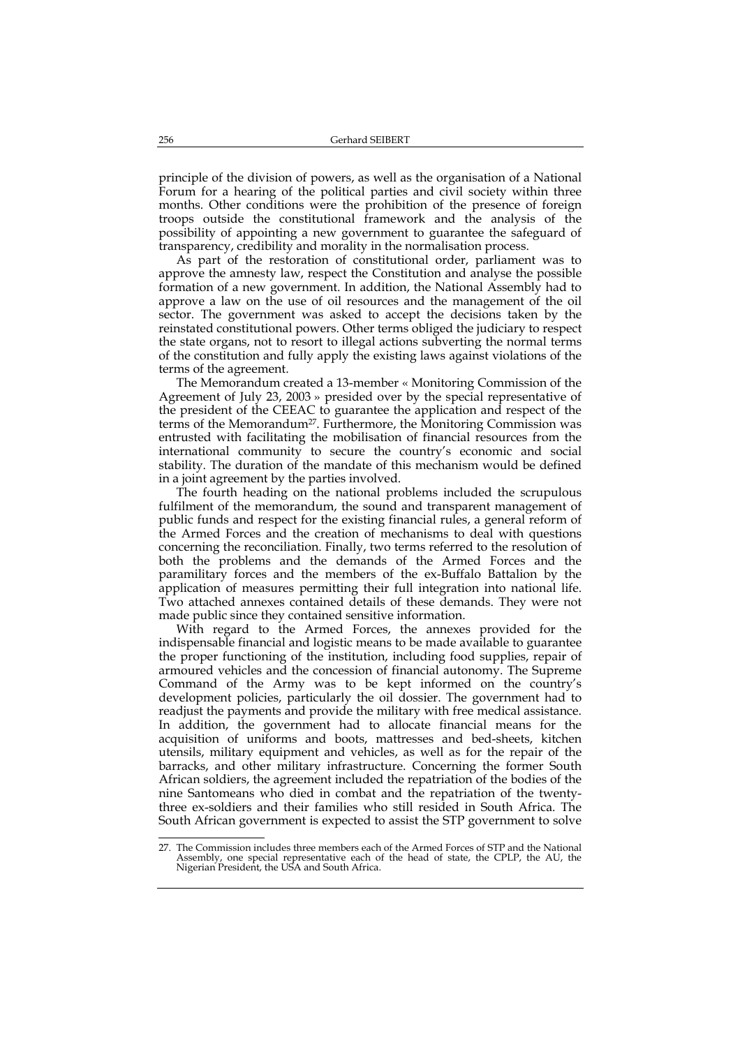principle of the division of powers, as well as the organisation of a National Forum for a hearing of the political parties and civil society within three months. Other conditions were the prohibition of the presence of foreign troops outside the constitutional framework and the analysis of the possibility of appointing a new government to guarantee the safeguard of transparency, credibility and morality in the normalisation process.

As part of the restoration of constitutional order, parliament was to approve the amnesty law, respect the Constitution and analyse the possible formation of a new government. In addition, the National Assembly had to approve a law on the use of oil resources and the management of the oil sector. The government was asked to accept the decisions taken by the reinstated constitutional powers. Other terms obliged the judiciary to respect the state organs, not to resort to illegal actions subverting the normal terms of the constitution and fully apply the existing laws against violations of the terms of the agreement.

The Memorandum created a 13-member « Monitoring Commission of the Agreement of July 23, 2003 » presided over by the special representative of the president of the CEEAC to guarantee the application and respect of the terms of the Memorandum[27]. Furthermore, the Monitoring Commission was entrusted with facilitating the mobilisation of financial resources from the international community to secure the country's economic and social stability. The duration of the mandate of this mechanism would be defined in a joint agreement by the parties involved.

The fourth heading on the national problems included the scrupulous fulfilment of the memorandum, the sound and transparent management of public funds and respect for the existing financial rules, a general reform of the Armed Forces and the creation of mechanisms to deal with questions concerning the reconciliation. Finally, two terms referred to the resolution of both the problems and the demands of the Armed Forces and the paramilitary forces and the members of the ex-Buffalo Battalion by the application of measures permitting their full integration into national life. Two attached annexes contained details of these demands. They were not made public since they contained sensitive information.

With regard to the Armed Forces, the annexes provided for the indispensable financial and logistic means to be made available to guarantee the proper functioning of the institution, including food supplies, repair of armoured vehicles and the concession of financial autonomy. The Supreme Command of the Army was to be kept informed on the country's development policies, particularly the oil dossier. The government had to readjust the payments and provide the military with free medical assistance. In addition, the government had to allocate financial means for the acquisition of uniforms and boots, mattresses and bed-sheets, kitchen utensils, military equipment and vehicles, as well as for the repair of the barracks, and other military infrastructure. Concerning the former South African soldiers, the agreement included the repatriation of the bodies of the nine Santomeans who died in combat and the repatriation of the twenty-three ex-soldiers and their families who still resided in South Africa. The South African government is expected to assist the STP government to solve

27. The Commission includes three members each of the Armed Forces of STP and the National Assembly, one special representative each of the head of state, the CPLP, the AU, the Nigerian President, the USA and South Africa.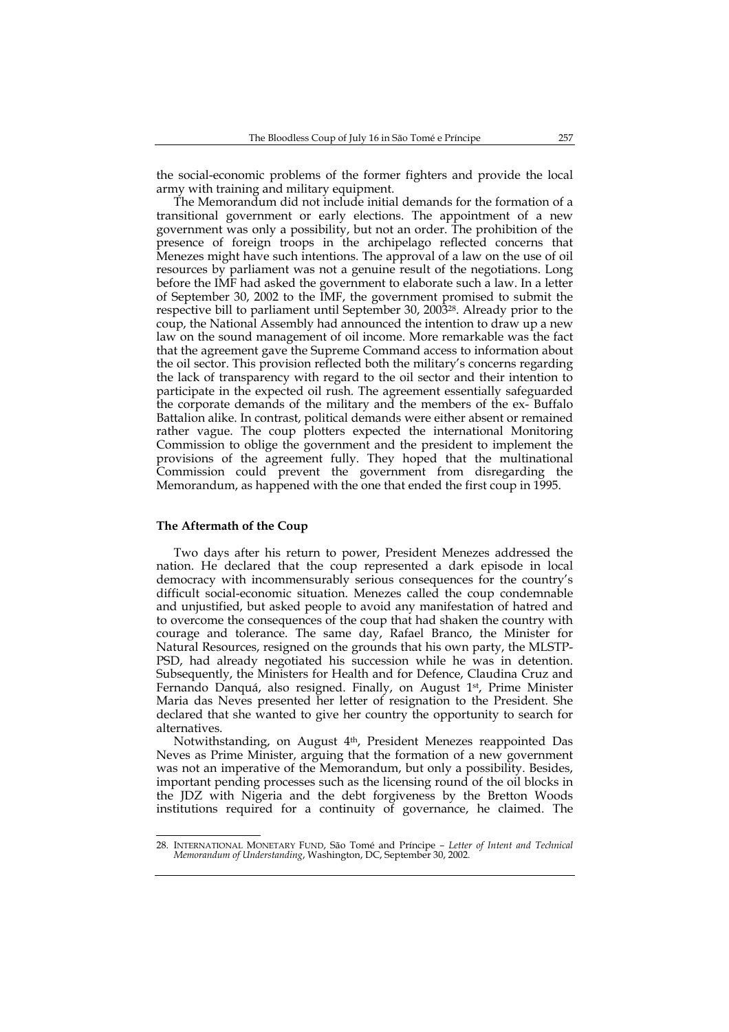the social-economic problems of the former fighters and provide the local army with training and military equipment.

The Memorandum did not include initial demands for the formation of a transitional government or early elections. The appointment of a new government was only a possibility, but not an order. The prohibition of the presence of foreign troops in the archipelago reflected concerns that Menezes might have such intentions. The approval of a law on the use of oil resources by parliament was not a genuine result of the negotiations. Long before the IMF had asked the government to elaborate such a law. In a letter of September 30, 2002 to the IMF, the government promised to submit the respective bill to parliament until September 30, 2003[28]. Already prior to the coup, the National Assembly had announced the intention to draw up a new law on the sound management of oil income. More remarkable was the fact that the agreement gave the Supreme Command access to information about the oil sector. This provision reflected both the military's concerns regarding the lack of transparency with regard to the oil sector and their intention to participate in the expected oil rush. The agreement essentially safeguarded the corporate demands of the military and the members of the ex- Buffalo Battalion alike. In contrast, political demands were either absent or remained rather vague. The coup plotters expected the international Monitoring Commission to oblige the government and the president to implement the provisions of the agreement fully. They hoped that the multinational Commission could prevent the government from disregarding the Memorandum, as happened with the one that ended the first coup in 1995.

## The Aftermath of the Coup

Two days after his return to power, President Menezes addressed the nation. He declared that the coup represented a dark episode in local democracy with incommensurably serious consequences for the country's difficult social-economic situation. Menezes called the coup condemnable and unjustified, but asked people to avoid any manifestation of hatred and to overcome the consequences of the coup that had shaken the country with courage and tolerance. The same day, Rafael Branco, the Minister for Natural Resources, resigned on the grounds that his own party, the MLSTP-PSD, had already negotiated his succession while he was in detention. Subsequently, the Ministers for Health and for Defence, Claudina Cruz and Fernando Danquá, also resigned. Finally, on August 1st, Prime Minister Maria das Neves presented her letter of resignation to the President. She declared that she wanted to give her country the opportunity to search for alternatives.

Notwithstanding, on August 4th, President Menezes reappointed Das Neves as Prime Minister, arguing that the formation of a new government was not an imperative of the Memorandum, but only a possibility. Besides, important pending processes such as the licensing round of the oil blocks in the JDZ with Nigeria and the debt forgiveness by the Bretton Woods institutions required for a continuity of governance, he claimed. The

---

28. INTERNATIONAL MONETARY FUND, São Tomé and Príncipe – *Letter of Intent and Technical Memorandum of Understanding*, Washington, DC, September 30, 2002.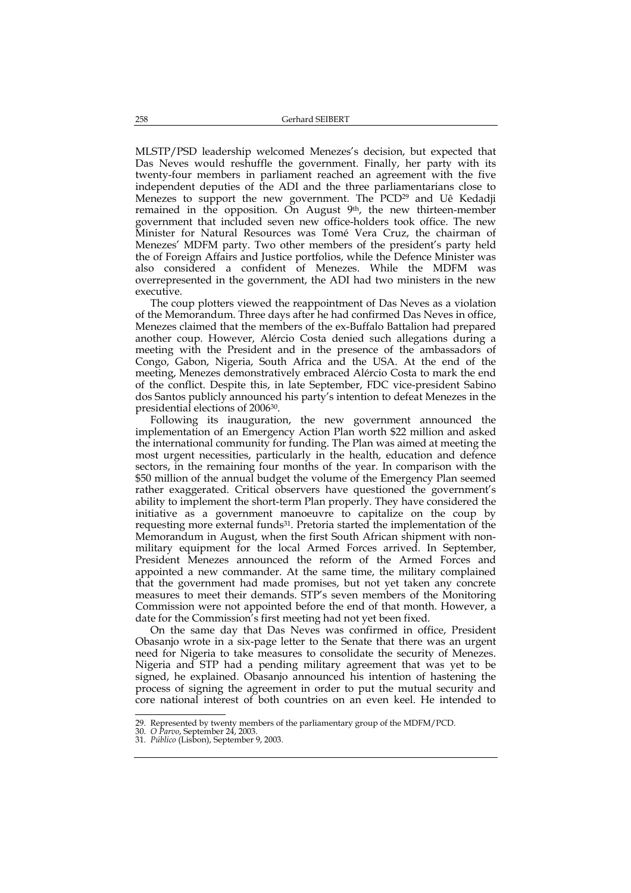MLSTP/PSD leadership welcomed Menezes's decision, but expected that Das Neves would reshuffle the government. Finally, her party with its twenty-four members in parliament reached an agreement with the five independent deputies of the ADI and the three parliamentarians close to Menezes to support the new government. The PCD[29] and Uê Kedadji remained in the opposition. On August 9th, the new thirteen-member government that included seven new office-holders took office. The new Minister for Natural Resources was Tomé Vera Cruz, the chairman of Menezes' MDFM party. Two other members of the president's party held the of Foreign Affairs and Justice portfolios, while the Defence Minister was also considered a confident of Menezes. While the MDFM was overrepresented in the government, the ADI had two ministers in the new executive.

The coup plotters viewed the reappointment of Das Neves as a violation of the Memorandum. Three days after he had confirmed Das Neves in office, Menezes claimed that the members of the ex-Buffalo Battalion had prepared another coup. However, Alércio Costa denied such allegations during a meeting with the President and in the presence of the ambassadors of Congo, Gabon, Nigeria, South Africa and the USA. At the end of the meeting, Menezes demonstratively embraced Alércio Costa to mark the end of the conflict. Despite this, in late September, FDC vice-president Sabino dos Santos publicly announced his party's intention to defeat Menezes in the presidential elections of 2006[30].

Following its inauguration, the new government announced the implementation of an Emergency Action Plan worth $22 million and asked the international community for funding. The Plan was aimed at meeting the most urgent necessities, particularly in the health, education and defence sectors, in the remaining four months of the year. In comparison with the $50 million of the annual budget the volume of the Emergency Plan seemed rather exaggerated. Critical observers have questioned the government's ability to implement the short-term Plan properly. They have considered the initiative as a government manoeuvre to capitalize on the coup by requesting more external funds[31]. Pretoria started the implementation of the Memorandum in August, when the first South African shipment with non-military equipment for the local Armed Forces arrived. In September, President Menezes announced the reform of the Armed Forces and appointed a new commander. At the same time, the military complained that the government had made promises, but not yet taken any concrete measures to meet their demands. STP's seven members of the Monitoring Commission were not appointed before the end of that month. However, a date for the Commission's first meeting had not yet been fixed.

On the same day that Das Neves was confirmed in office, President Obasanjo wrote in a six-page letter to the Senate that there was an urgent need for Nigeria to take measures to consolidate the security of Menezes. Nigeria and STP had a pending military agreement that was yet to be signed, he explained. Obasanjo announced his intention of hastening the process of signing the agreement in order to put the mutual security and core national interest of both countries on an even keel. He intended to

29. Represented by twenty members of the parliamentary group of the MDFM/PCD.
30. *O Parvo*, September 24, 2003.
31. *Público* (Lisbon), September 9, 2003.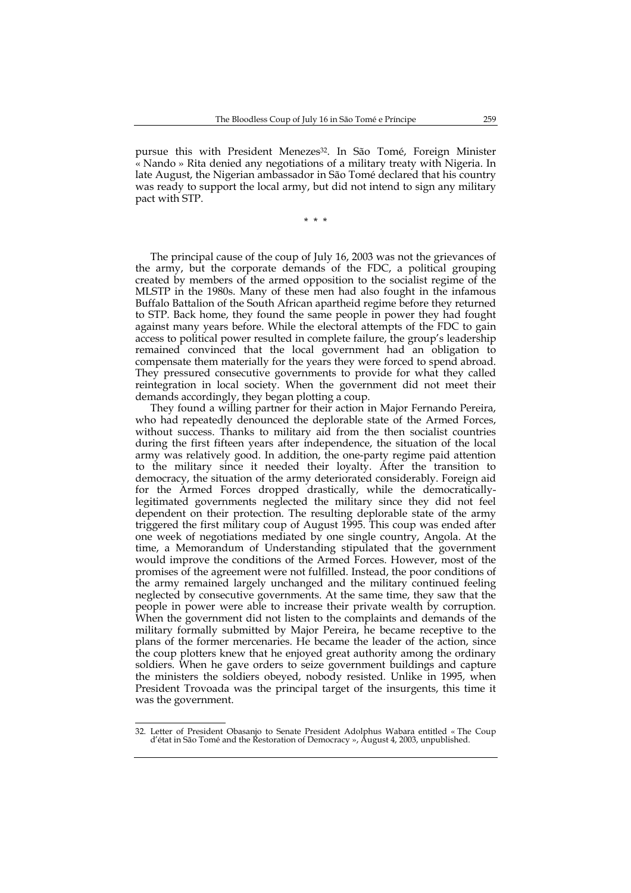pursue this with President Menezes[32]. In São Tomé, Foreign Minister « Nando » Rita denied any negotiations of a military treaty with Nigeria. In late August, the Nigerian ambassador in São Tomé declared that his country was ready to support the local army, but did not intend to sign any military pact with STP.

\* \* \*

The principal cause of the coup of July 16, 2003 was not the grievances of the army, but the corporate demands of the FDC, a political grouping created by members of the armed opposition to the socialist regime of the MLSTP in the 1980s. Many of these men had also fought in the infamous Buffalo Battalion of the South African apartheid regime before they returned to STP. Back home, they found the same people in power they had fought against many years before. While the electoral attempts of the FDC to gain access to political power resulted in complete failure, the group's leadership remained convinced that the local government had an obligation to compensate them materially for the years they were forced to spend abroad. They pressured consecutive governments to provide for what they called reintegration in local society. When the government did not meet their demands accordingly, they began plotting a coup.

They found a willing partner for their action in Major Fernando Pereira, who had repeatedly denounced the deplorable state of the Armed Forces, without success. Thanks to military aid from the then socialist countries during the first fifteen years after independence, the situation of the local army was relatively good. In addition, the one-party regime paid attention to the military since it needed their loyalty. After the transition to democracy, the situation of the army deteriorated considerably. Foreign aid for the Armed Forces dropped drastically, while the democratically-legitimated governments neglected the military since they did not feel dependent on their protection. The resulting deplorable state of the army triggered the first military coup of August 1995. This coup was ended after one week of negotiations mediated by one single country, Angola. At the time, a Memorandum of Understanding stipulated that the government would improve the conditions of the Armed Forces. However, most of the promises of the agreement were not fulfilled. Instead, the poor conditions of the army remained largely unchanged and the military continued feeling neglected by consecutive governments. At the same time, they saw that the people in power were able to increase their private wealth by corruption. When the government did not listen to the complaints and demands of the military formally submitted by Major Pereira, he became receptive to the plans of the former mercenaries. He became the leader of the action, since the coup plotters knew that he enjoyed great authority among the ordinary soldiers. When he gave orders to seize government buildings and capture the ministers the soldiers obeyed, nobody resisted. Unlike in 1995, when President Trovoada was the principal target of the insurgents, this time it was the government.

32. Letter of President Obasanjo to Senate President Adolphus Wabara entitled « The Coup d'état in São Tomé and the Restoration of Democracy », August 4, 2003, unpublished.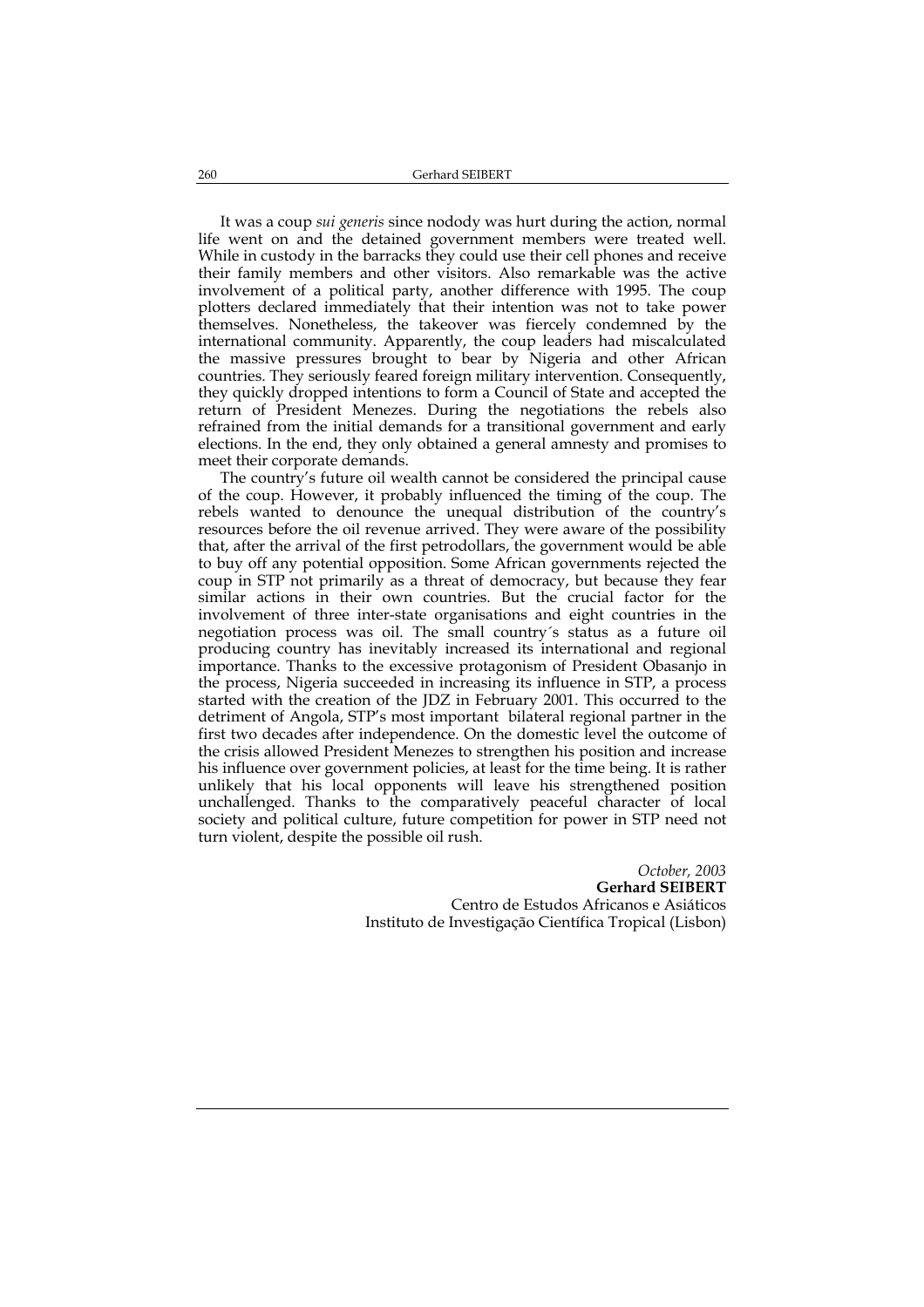It was a coup *sui generis* since nodody was hurt during the action, normal life went on and the detained government members were treated well. While in custody in the barracks they could use their cell phones and receive their family members and other visitors. Also remarkable was the active involvement of a political party, another difference with 1995. The coup plotters declared immediately that their intention was not to take power themselves. Nonetheless, the takeover was fiercely condemned by the international community. Apparently, the coup leaders had miscalculated the massive pressures brought to bear by Nigeria and other African countries. They seriously feared foreign military intervention. Consequently, they quickly dropped intentions to form a Council of State and accepted the return of President Menezes. During the negotiations the rebels also refrained from the initial demands for a transitional government and early elections. In the end, they only obtained a general amnesty and promises to meet their corporate demands.

The country's future oil wealth cannot be considered the principal cause of the coup. However, it probably influenced the timing of the coup. The rebels wanted to denounce the unequal distribution of the country's resources before the oil revenue arrived. They were aware of the possibility that, after the arrival of the first petrodollars, the government would be able to buy off any potential opposition. Some African governments rejected the coup in STP not primarily as a threat of democracy, but because they fear similar actions in their own countries. But the crucial factor for the involvement of three inter-state organisations and eight countries in the negotiation process was oil. The small country´s status as a future oil producing country has inevitably increased its international and regional importance. Thanks to the excessive protagonism of President Obasanjo in the process, Nigeria succeeded in increasing its influence in STP, a process started with the creation of the JDZ in February 2001. This occurred to the detriment of Angola, STP's most important bilateral regional partner in the first two decades after independence. On the domestic level the outcome of the crisis allowed President Menezes to strengthen his position and increase his influence over government policies, at least for the time being. It is rather unlikely that his local opponents will leave his strengthened position unchallenged. Thanks to the comparatively peaceful character of local society and political culture, future competition for power in STP need not turn violent, despite the possible oil rush.

*October, 2003*
**Gerhard SEIBERT**
Centro de Estudos Africanos e Asiáticos
Instituto de Investigação Científica Tropical (Lisbon)